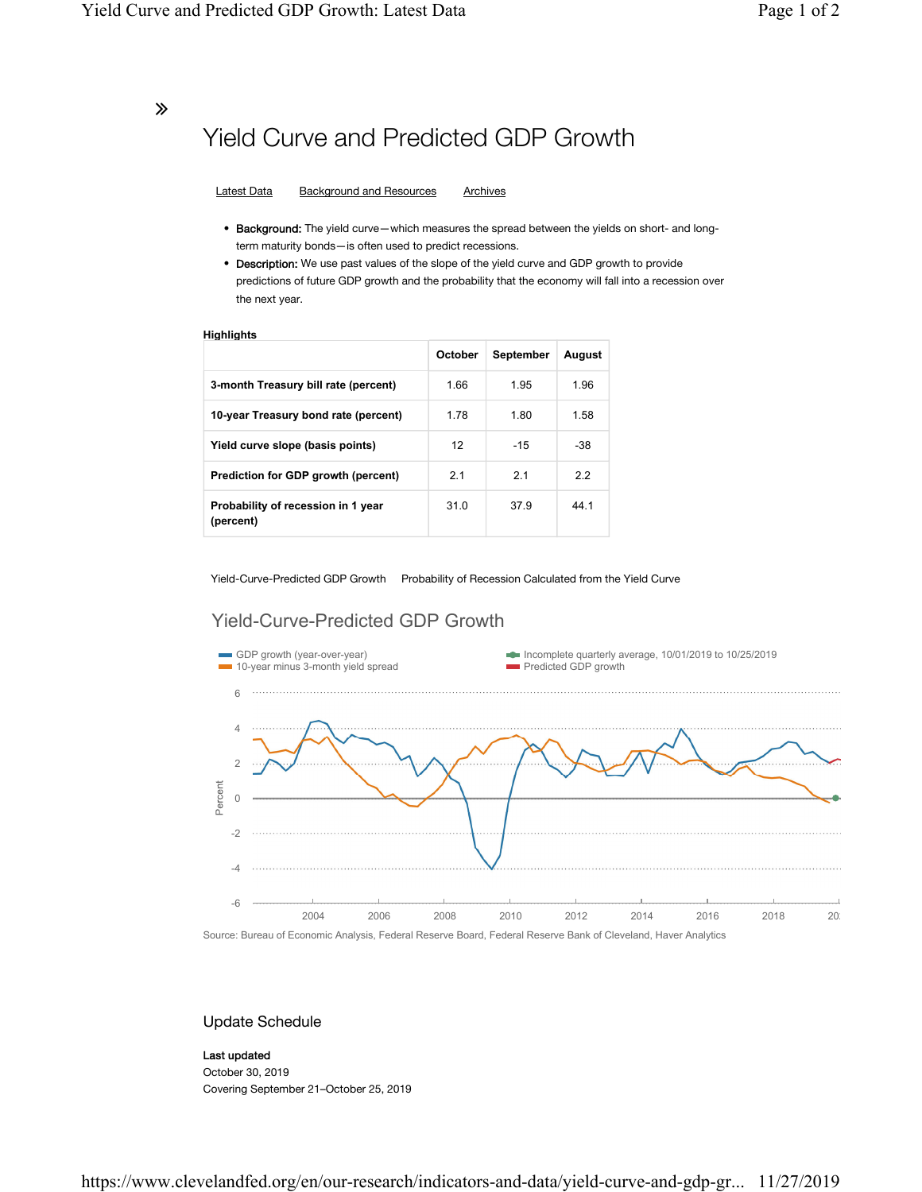# Yield Curve and Predicted GDP Growth

Latest Data    Background and Resources    Archives

- **Background:** The yield curve—which measures the spread between the yields on short- and long-term maturity bonds—is often used to predict recessions.
- **Description:** We use past values of the slope of the yield curve and GDP growth to provide predictions of future GDP growth and the probability that the economy will fall into a recession over the next year.

**Highlights**

| | October | September | August |
|---|---|---|---|
| **3-month Treasury bill rate (percent)** | 1.66 | 1.95 | 1.96 |
| **10-year Treasury bond rate (percent)** | 1.78 | 1.80 | 1.58 |
| **Yield curve slope (basis points)** | 12 | -15 | -38 |
| **Prediction for GDP growth (percent)** | 2.1 | 2.1 | 2.2 |
| **Probability of recession in 1 year (percent)** | 31.0 | 37.9 | 44.1 |

Yield-Curve-Predicted GDP Growth    Probability of Recession Calculated from the Yield Curve

## Yield-Curve-Predicted GDP Growth

GDP growth (year-over-year)
10-year minus 3-month yield spread
Incomplete quarterly average, 10/01/2019 to 10/25/2019
Predicted GDP growth

Source: Bureau of Economic Analysis, Federal Reserve Board, Federal Reserve Bank of Cleveland, Haver Analytics

## Update Schedule

**Last updated**
October 30, 2019
Covering September 21–October 25, 2019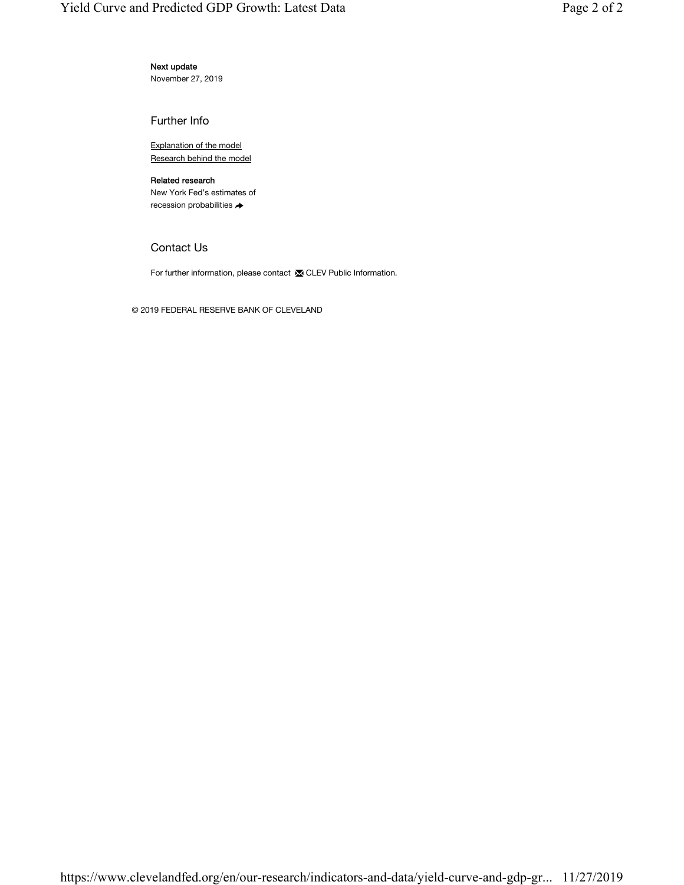**Next update**
November 27, 2019

## Further Info

Explanation of the model
Research behind the model

**Related research**
New York Fed's estimates of recession probabilities

## Contact Us

For further information, please contact CLEV Public Information.

© 2019 FEDERAL RESERVE BANK OF CLEVELAND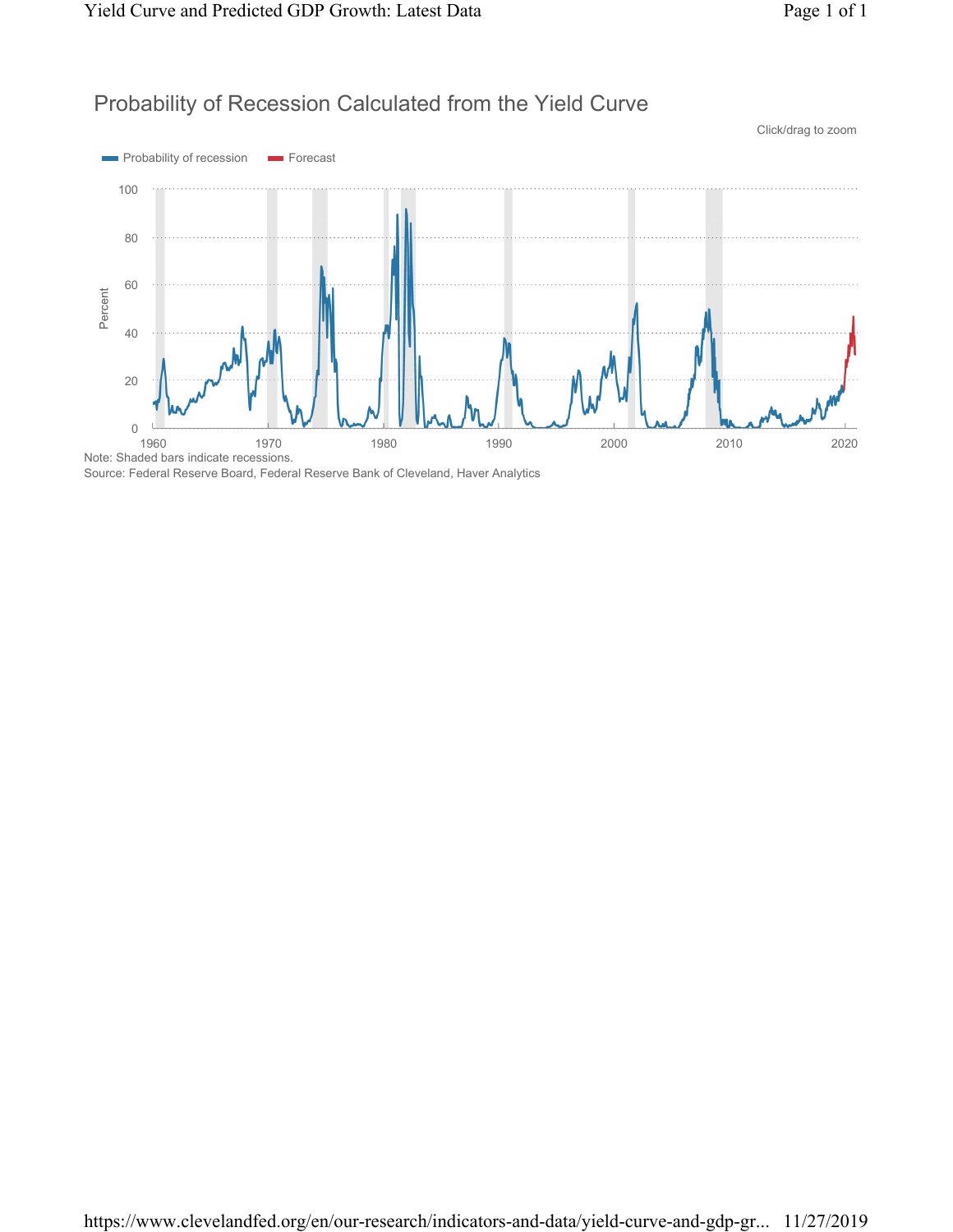## Probability of Recession Calculated from the Yield Curve

Click/drag to zoom

Probability of recession | Forecast

Note: Shaded bars indicate recessions.
Source: Federal Reserve Board, Federal Reserve Bank of Cleveland, Haver Analytics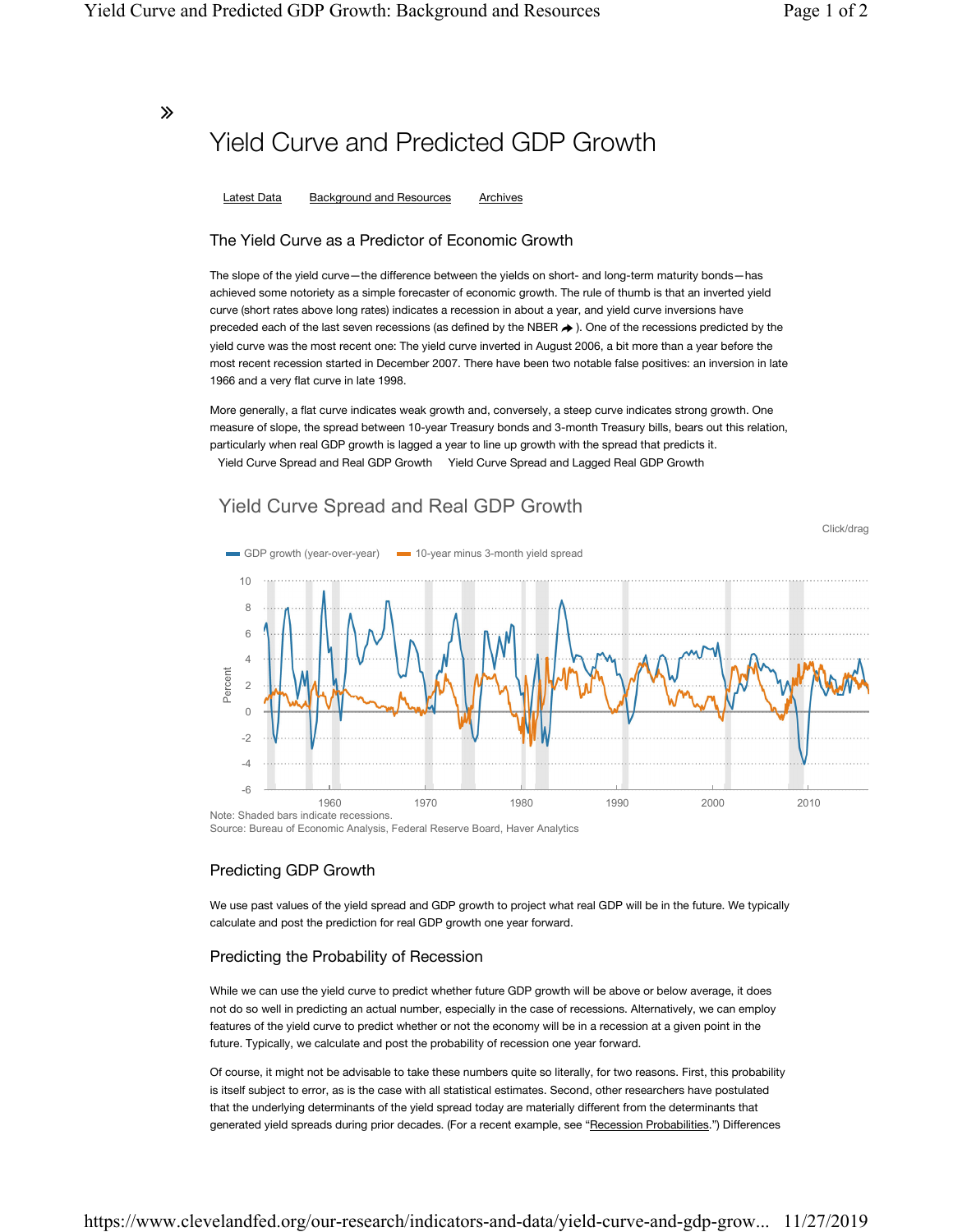# Yield Curve and Predicted GDP Growth

Latest Data    Background and Resources    Archives

## The Yield Curve as a Predictor of Economic Growth

The slope of the yield curve—the difference between the yields on short- and long-term maturity bonds—has achieved some notoriety as a simple forecaster of economic growth. The rule of thumb is that an inverted yield curve (short rates above long rates) indicates a recession in about a year, and yield curve inversions have preceded each of the last seven recessions (as defined by the NBER). One of the recessions predicted by the yield curve was the most recent one: The yield curve inverted in August 2006, a bit more than a year before the most recent recession started in December 2007. There have been two notable false positives: an inversion in late 1966 and a very flat curve in late 1998.

More generally, a flat curve indicates weak growth and, conversely, a steep curve indicates strong growth. One measure of slope, the spread between 10-year Treasury bonds and 3-month Treasury bills, bears out this relation, particularly when real GDP growth is lagged a year to line up growth with the spread that predicts it.

Yield Curve Spread and Real GDP Growth    Yield Curve Spread and Lagged Real GDP Growth

### Yield Curve Spread and Real GDP Growth

Click/drag

GDP growth (year-over-year)    10-year minus 3-month yield spread

Note: Shaded bars indicate recessions.
Source: Bureau of Economic Analysis, Federal Reserve Board, Haver Analytics

## Predicting GDP Growth

We use past values of the yield spread and GDP growth to project what real GDP will be in the future. We typically calculate and post the prediction for real GDP growth one year forward.

## Predicting the Probability of Recession

While we can use the yield curve to predict whether future GDP growth will be above or below average, it does not do so well in predicting an actual number, especially in the case of recessions. Alternatively, we can employ features of the yield curve to predict whether or not the economy will be in a recession at a given point in the future. Typically, we calculate and post the probability of recession one year forward.

Of course, it might not be advisable to take these numbers quite so literally, for two reasons. First, this probability is itself subject to error, as is the case with all statistical estimates. Second, other researchers have postulated that the underlying determinants of the yield spread today are materially different from the determinants that generated yield spreads during prior decades. (For a recent example, see "Recession Probabilities.") Differences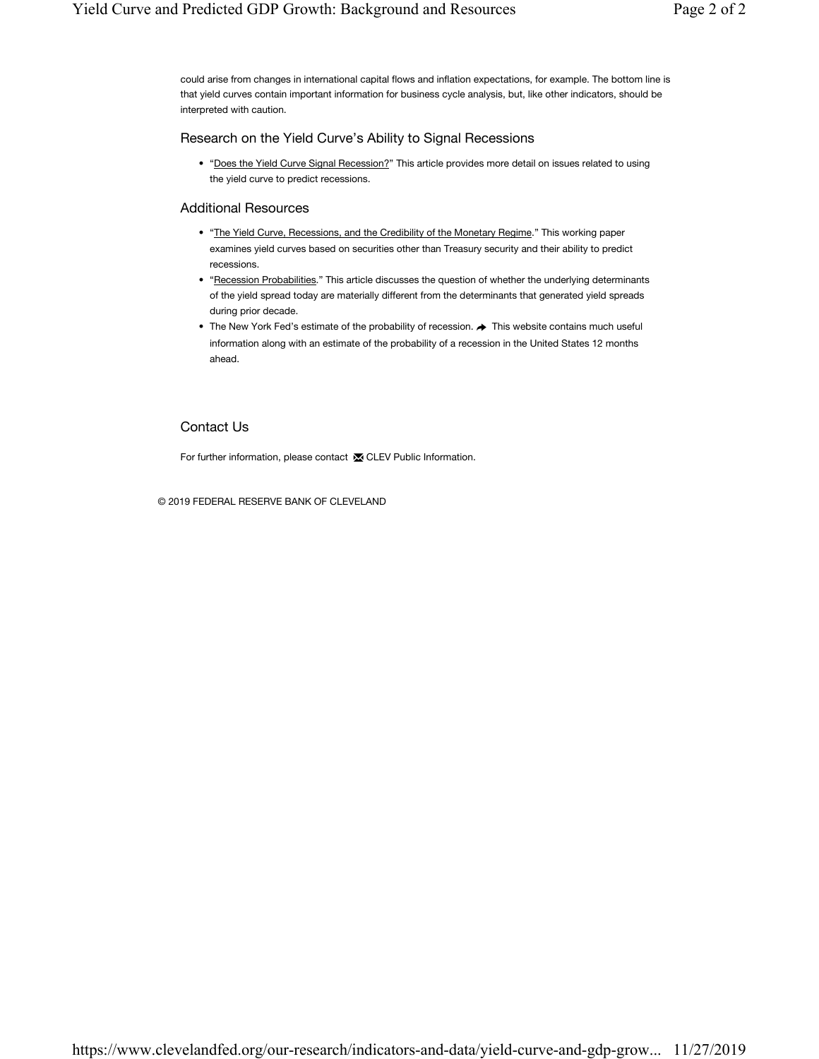could arise from changes in international capital flows and inflation expectations, for example. The bottom line is that yield curves contain important information for business cycle analysis, but, like other indicators, should be interpreted with caution.

## Research on the Yield Curve's Ability to Signal Recessions

- "Does the Yield Curve Signal Recession?" This article provides more detail on issues related to using the yield curve to predict recessions.

## Additional Resources

- "The Yield Curve, Recessions, and the Credibility of the Monetary Regime." This working paper examines yield curves based on securities other than Treasury security and their ability to predict recessions.
- "Recession Probabilities." This article discusses the question of whether the underlying determinants of the yield spread today are materially different from the determinants that generated yield spreads during prior decade.
- The New York Fed's estimate of the probability of recession. This website contains much useful information along with an estimate of the probability of a recession in the United States 12 months ahead.

## Contact Us

For further information, please contact CLEV Public Information.

© 2019 FEDERAL RESERVE BANK OF CLEVELAND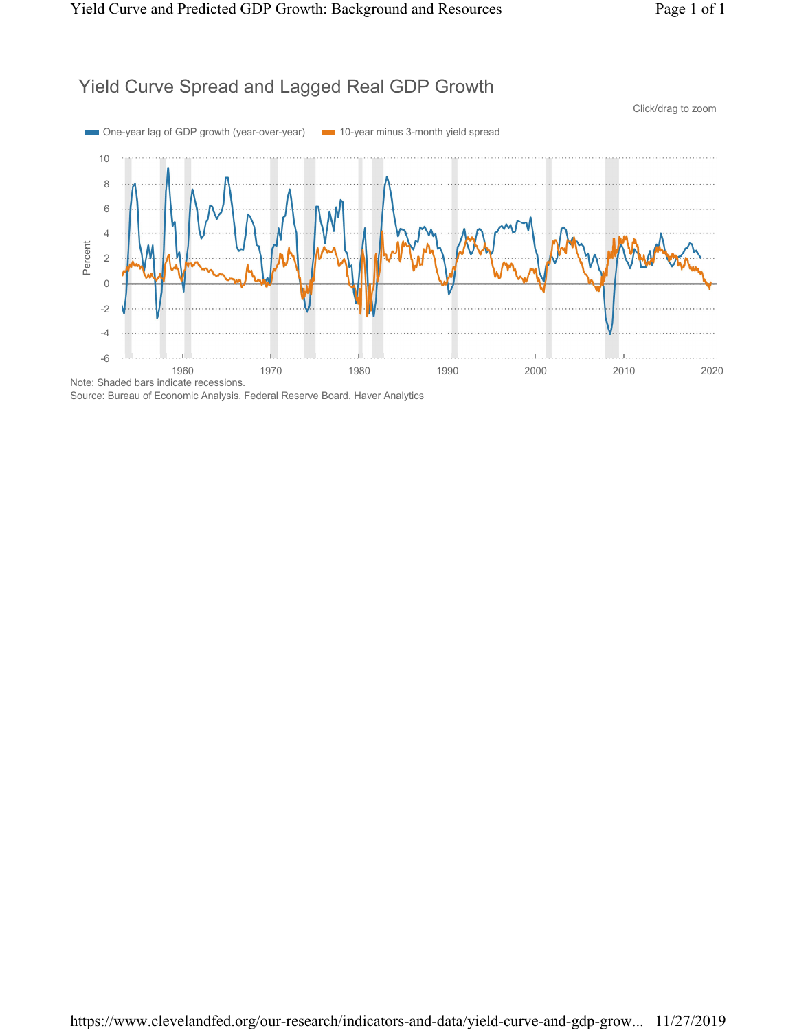## Yield Curve Spread and Lagged Real GDP Growth

Click/drag to zoom

One-year lag of GDP growth (year-over-year)
10-year minus 3-month yield spread

Percent

10
8
6
4
2
0
-2
-4
-6

1960
1970
1980
1990
2000
2010
2020

Note: Shaded bars indicate recessions.
Source: Bureau of Economic Analysis, Federal Reserve Board, Haver Analytics